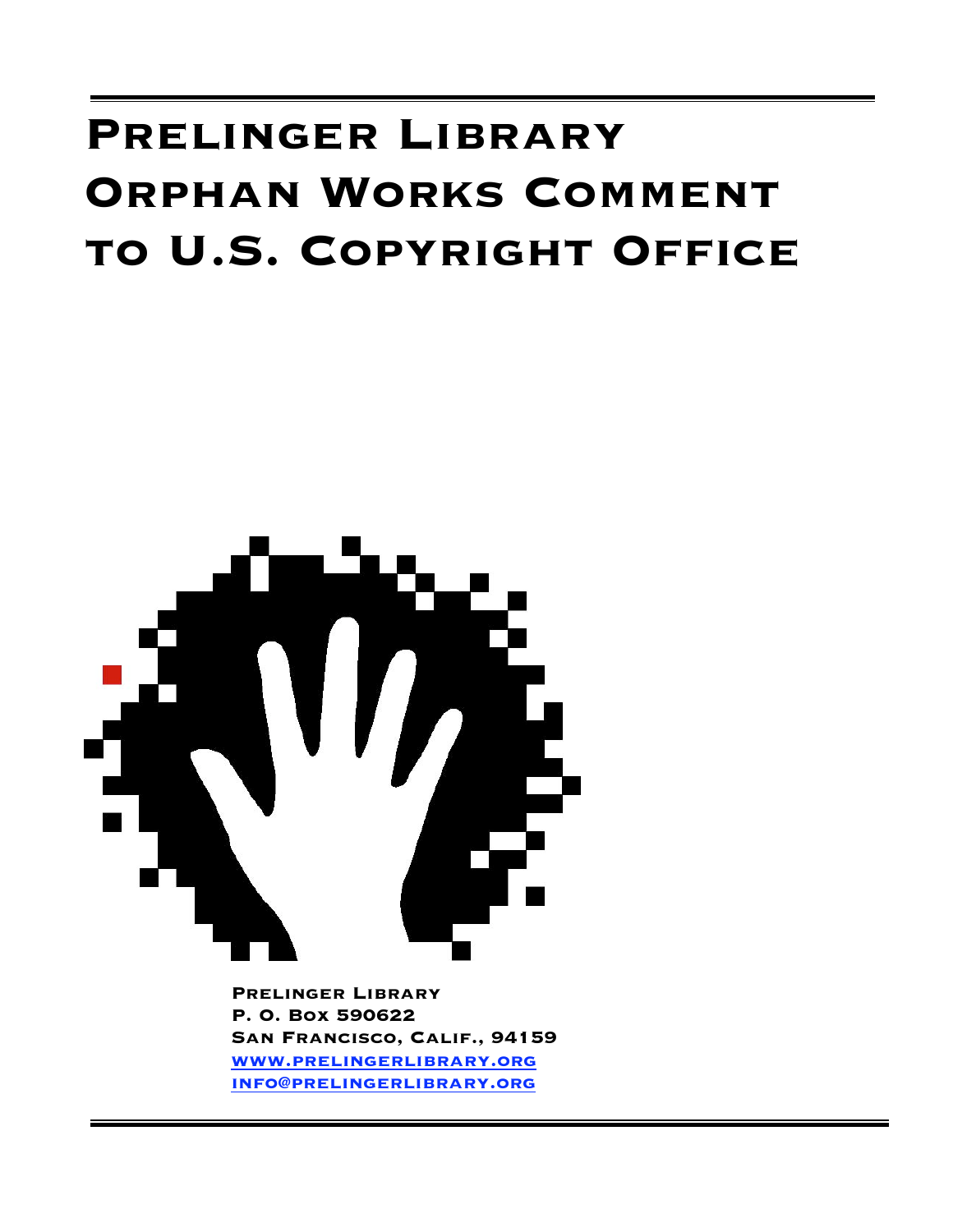# Prelinger Library Orphan Works Comment to U.S. Copyright Office

**Prelinger Library**
**P. O. Box 590622**
**San Francisco, Calif., 94159**
**www.prelingerlibrary.org**
**info@prelingerlibrary.org**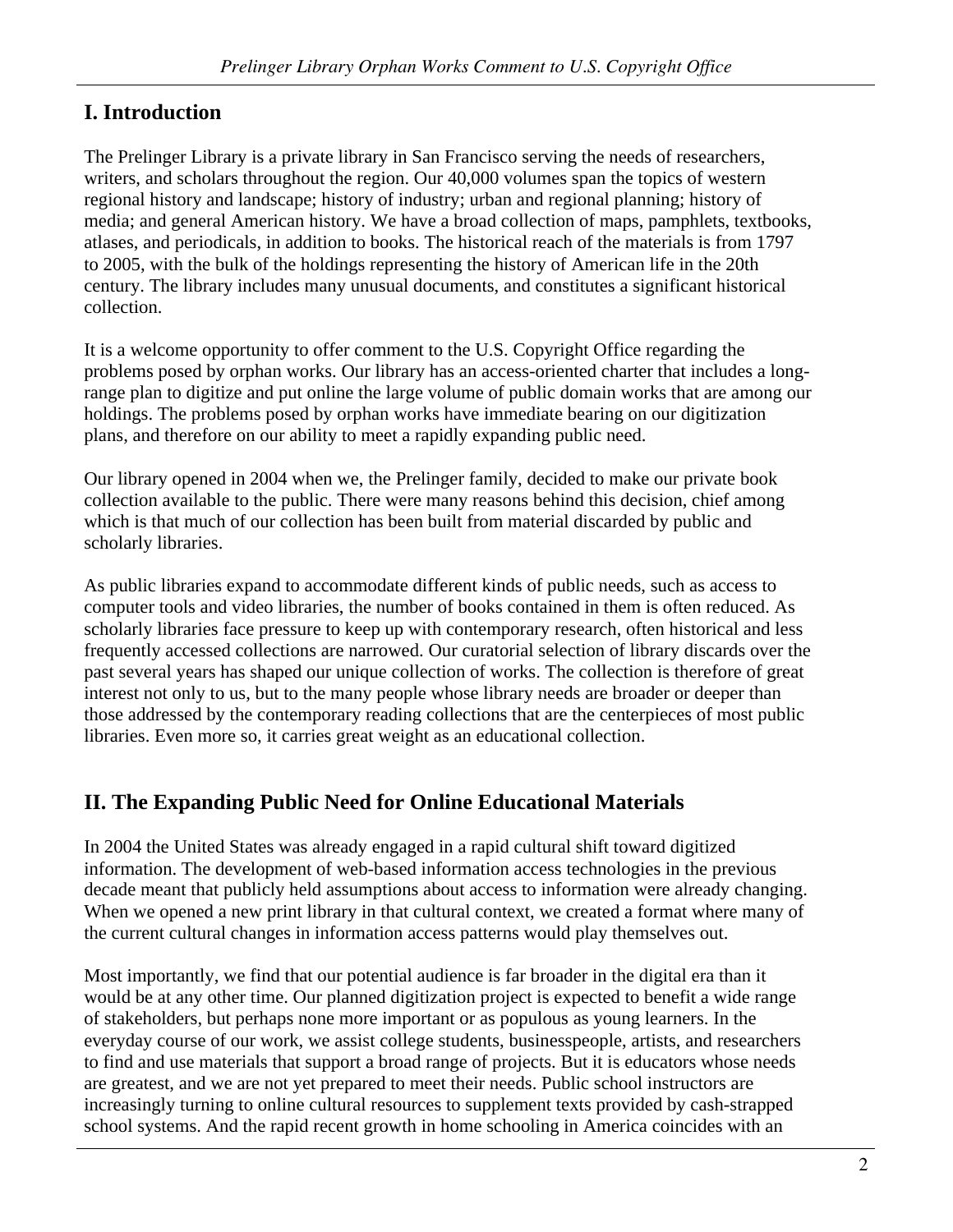## I. Introduction

The Prelinger Library is a private library in San Francisco serving the needs of researchers, writers, and scholars throughout the region. Our 40,000 volumes span the topics of western regional history and landscape; history of industry; urban and regional planning; history of media; and general American history. We have a broad collection of maps, pamphlets, textbooks, atlases, and periodicals, in addition to books. The historical reach of the materials is from 1797 to 2005, with the bulk of the holdings representing the history of American life in the 20th century. The library includes many unusual documents, and constitutes a significant historical collection.

It is a welcome opportunity to offer comment to the U.S. Copyright Office regarding the problems posed by orphan works. Our library has an access-oriented charter that includes a long-range plan to digitize and put online the large volume of public domain works that are among our holdings. The problems posed by orphan works have immediate bearing on our digitization plans, and therefore on our ability to meet a rapidly expanding public need.

Our library opened in 2004 when we, the Prelinger family, decided to make our private book collection available to the public. There were many reasons behind this decision, chief among which is that much of our collection has been built from material discarded by public and scholarly libraries.

As public libraries expand to accommodate different kinds of public needs, such as access to computer tools and video libraries, the number of books contained in them is often reduced. As scholarly libraries face pressure to keep up with contemporary research, often historical and less frequently accessed collections are narrowed. Our curatorial selection of library discards over the past several years has shaped our unique collection of works. The collection is therefore of great interest not only to us, but to the many people whose library needs are broader or deeper than those addressed by the contemporary reading collections that are the centerpieces of most public libraries. Even more so, it carries great weight as an educational collection.

## II. The Expanding Public Need for Online Educational Materials

In 2004 the United States was already engaged in a rapid cultural shift toward digitized information. The development of web-based information access technologies in the previous decade meant that publicly held assumptions about access to information were already changing. When we opened a new print library in that cultural context, we created a format where many of the current cultural changes in information access patterns would play themselves out.

Most importantly, we find that our potential audience is far broader in the digital era than it would be at any other time. Our planned digitization project is expected to benefit a wide range of stakeholders, but perhaps none more important or as populous as young learners. In the everyday course of our work, we assist college students, businesspeople, artists, and researchers to find and use materials that support a broad range of projects. But it is educators whose needs are greatest, and we are not yet prepared to meet their needs. Public school instructors are increasingly turning to online cultural resources to supplement texts provided by cash-strapped school systems. And the rapid recent growth in home schooling in America coincides with an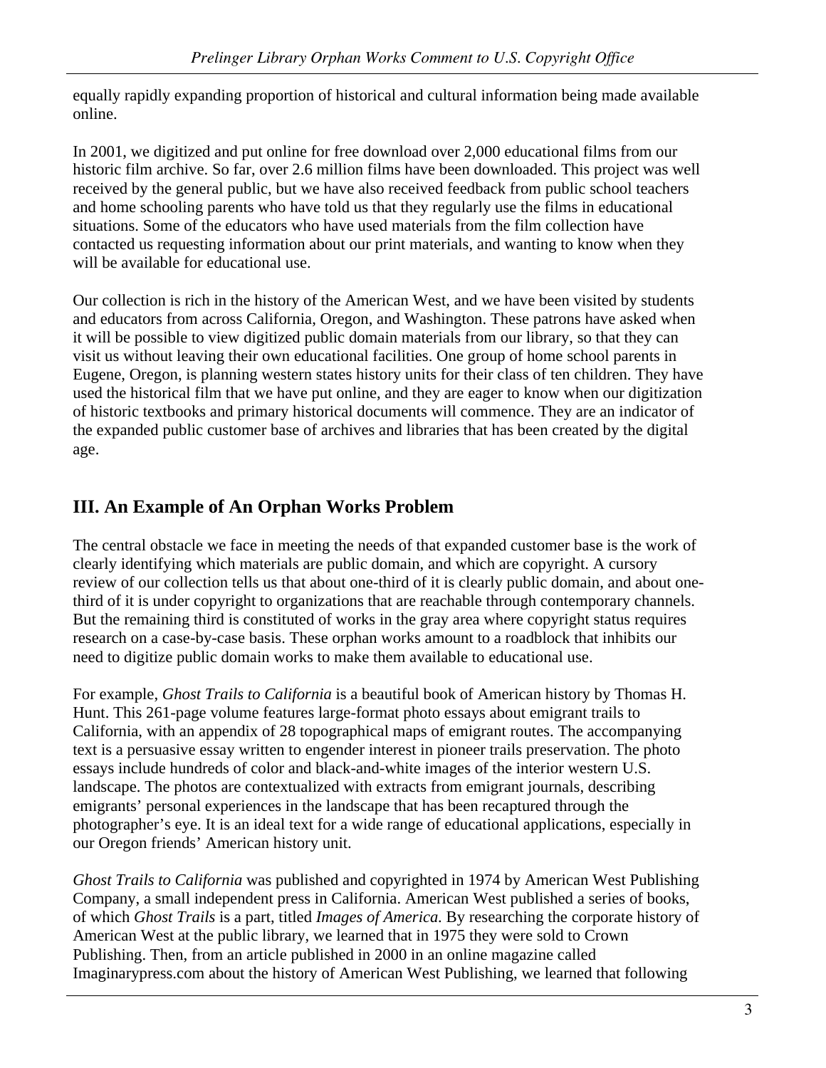equally rapidly expanding proportion of historical and cultural information being made available online.

In 2001, we digitized and put online for free download over 2,000 educational films from our historic film archive. So far, over 2.6 million films have been downloaded. This project was well received by the general public, but we have also received feedback from public school teachers and home schooling parents who have told us that they regularly use the films in educational situations. Some of the educators who have used materials from the film collection have contacted us requesting information about our print materials, and wanting to know when they will be available for educational use.

Our collection is rich in the history of the American West, and we have been visited by students and educators from across California, Oregon, and Washington. These patrons have asked when it will be possible to view digitized public domain materials from our library, so that they can visit us without leaving their own educational facilities. One group of home school parents in Eugene, Oregon, is planning western states history units for their class of ten children. They have used the historical film that we have put online, and they are eager to know when our digitization of historic textbooks and primary historical documents will commence. They are an indicator of the expanded public customer base of archives and libraries that has been created by the digital age.

## III. An Example of An Orphan Works Problem

The central obstacle we face in meeting the needs of that expanded customer base is the work of clearly identifying which materials are public domain, and which are copyright. A cursory review of our collection tells us that about one-third of it is clearly public domain, and about one-third of it is under copyright to organizations that are reachable through contemporary channels. But the remaining third is constituted of works in the gray area where copyright status requires research on a case-by-case basis. These orphan works amount to a roadblock that inhibits our need to digitize public domain works to make them available to educational use.

For example, *Ghost Trails to California* is a beautiful book of American history by Thomas H. Hunt. This 261-page volume features large-format photo essays about emigrant trails to California, with an appendix of 28 topographical maps of emigrant routes. The accompanying text is a persuasive essay written to engender interest in pioneer trails preservation. The photo essays include hundreds of color and black-and-white images of the interior western U.S. landscape. The photos are contextualized with extracts from emigrant journals, describing emigrants' personal experiences in the landscape that has been recaptured through the photographer's eye. It is an ideal text for a wide range of educational applications, especially in our Oregon friends' American history unit.

*Ghost Trails to California* was published and copyrighted in 1974 by American West Publishing Company, a small independent press in California. American West published a series of books, of which *Ghost Trails* is a part, titled *Images of America.* By researching the corporate history of American West at the public library, we learned that in 1975 they were sold to Crown Publishing. Then, from an article published in 2000 in an online magazine called Imaginarypress.com about the history of American West Publishing, we learned that following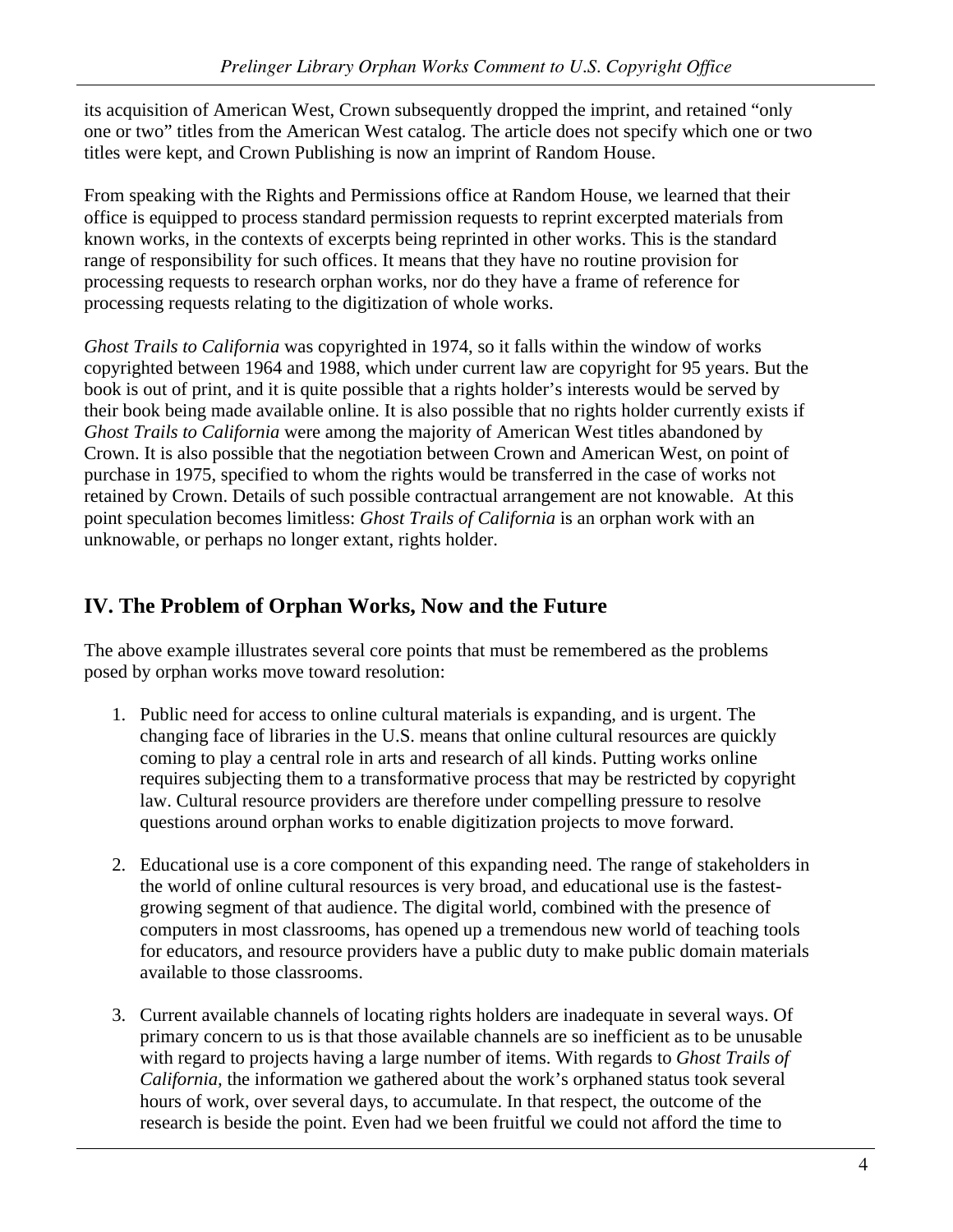its acquisition of American West, Crown subsequently dropped the imprint, and retained "only one or two" titles from the American West catalog. The article does not specify which one or two titles were kept, and Crown Publishing is now an imprint of Random House.

From speaking with the Rights and Permissions office at Random House, we learned that their office is equipped to process standard permission requests to reprint excerpted materials from known works, in the contexts of excerpts being reprinted in other works. This is the standard range of responsibility for such offices. It means that they have no routine provision for processing requests to research orphan works, nor do they have a frame of reference for processing requests relating to the digitization of whole works.

*Ghost Trails to California* was copyrighted in 1974, so it falls within the window of works copyrighted between 1964 and 1988, which under current law are copyright for 95 years. But the book is out of print, and it is quite possible that a rights holder's interests would be served by their book being made available online. It is also possible that no rights holder currently exists if *Ghost Trails to California* were among the majority of American West titles abandoned by Crown. It is also possible that the negotiation between Crown and American West, on point of purchase in 1975, specified to whom the rights would be transferred in the case of works not retained by Crown. Details of such possible contractual arrangement are not knowable. At this point speculation becomes limitless: *Ghost Trails of California* is an orphan work with an unknowable, or perhaps no longer extant, rights holder.

## IV. The Problem of Orphan Works, Now and the Future

The above example illustrates several core points that must be remembered as the problems posed by orphan works move toward resolution:

1. Public need for access to online cultural materials is expanding, and is urgent. The changing face of libraries in the U.S. means that online cultural resources are quickly coming to play a central role in arts and research of all kinds. Putting works online requires subjecting them to a transformative process that may be restricted by copyright law. Cultural resource providers are therefore under compelling pressure to resolve questions around orphan works to enable digitization projects to move forward.

2. Educational use is a core component of this expanding need. The range of stakeholders in the world of online cultural resources is very broad, and educational use is the fastest-growing segment of that audience. The digital world, combined with the presence of computers in most classrooms, has opened up a tremendous new world of teaching tools for educators, and resource providers have a public duty to make public domain materials available to those classrooms.

3. Current available channels of locating rights holders are inadequate in several ways. Of primary concern to us is that those available channels are so inefficient as to be unusable with regard to projects having a large number of items. With regards to *Ghost Trails of California,* the information we gathered about the work's orphaned status took several hours of work, over several days, to accumulate. In that respect, the outcome of the research is beside the point. Even had we been fruitful we could not afford the time to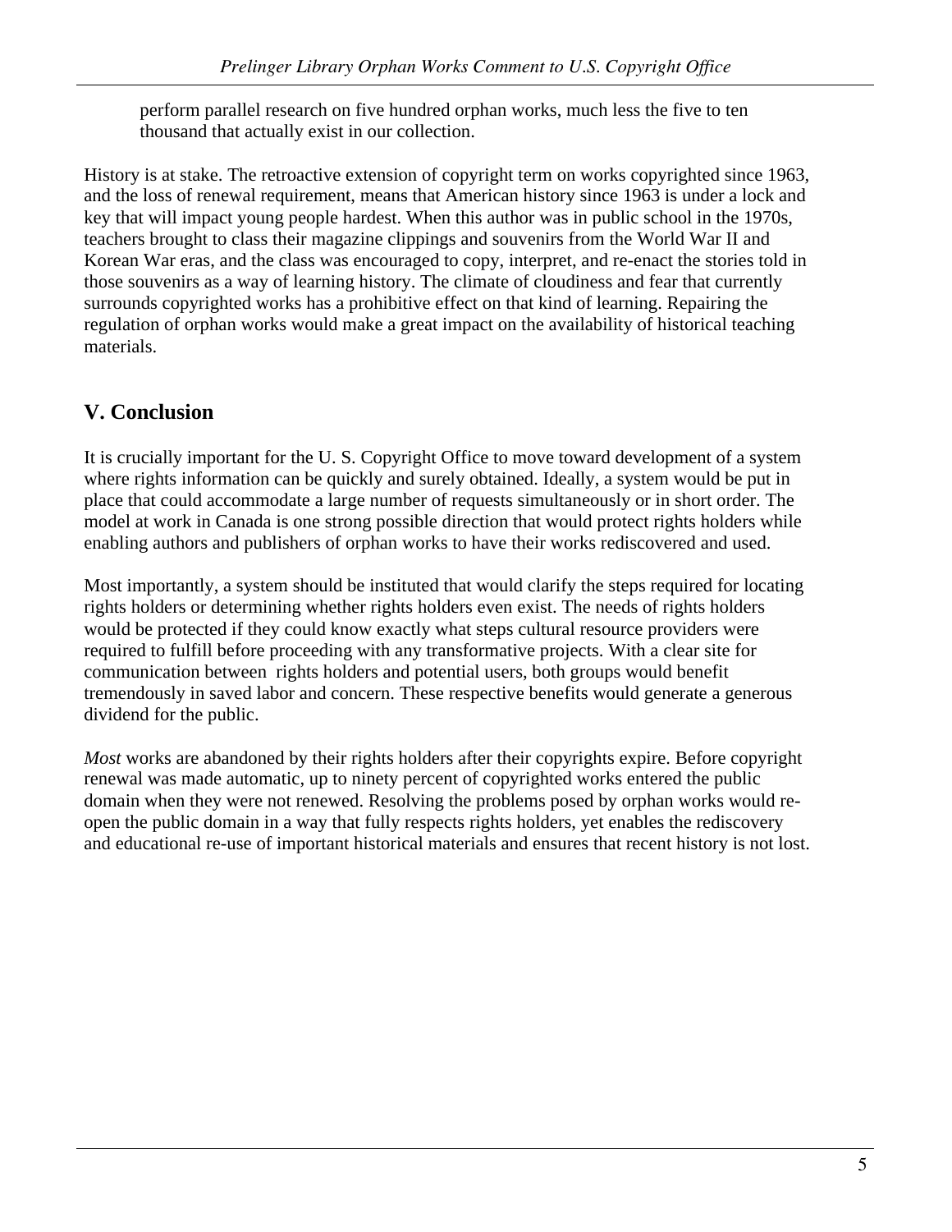perform parallel research on five hundred orphan works, much less the five to ten thousand that actually exist in our collection.

History is at stake. The retroactive extension of copyright term on works copyrighted since 1963, and the loss of renewal requirement, means that American history since 1963 is under a lock and key that will impact young people hardest. When this author was in public school in the 1970s, teachers brought to class their magazine clippings and souvenirs from the World War II and Korean War eras, and the class was encouraged to copy, interpret, and re-enact the stories told in those souvenirs as a way of learning history. The climate of cloudiness and fear that currently surrounds copyrighted works has a prohibitive effect on that kind of learning. Repairing the regulation of orphan works would make a great impact on the availability of historical teaching materials.

## V. Conclusion

It is crucially important for the U. S. Copyright Office to move toward development of a system where rights information can be quickly and surely obtained. Ideally, a system would be put in place that could accommodate a large number of requests simultaneously or in short order. The model at work in Canada is one strong possible direction that would protect rights holders while enabling authors and publishers of orphan works to have their works rediscovered and used.

Most importantly, a system should be instituted that would clarify the steps required for locating rights holders or determining whether rights holders even exist. The needs of rights holders would be protected if they could know exactly what steps cultural resource providers were required to fulfill before proceeding with any transformative projects. With a clear site for communication between rights holders and potential users, both groups would benefit tremendously in saved labor and concern. These respective benefits would generate a generous dividend for the public.

*Most* works are abandoned by their rights holders after their copyrights expire. Before copyright renewal was made automatic, up to ninety percent of copyrighted works entered the public domain when they were not renewed. Resolving the problems posed by orphan works would re-open the public domain in a way that fully respects rights holders, yet enables the rediscovery and educational re-use of important historical materials and ensures that recent history is not lost.